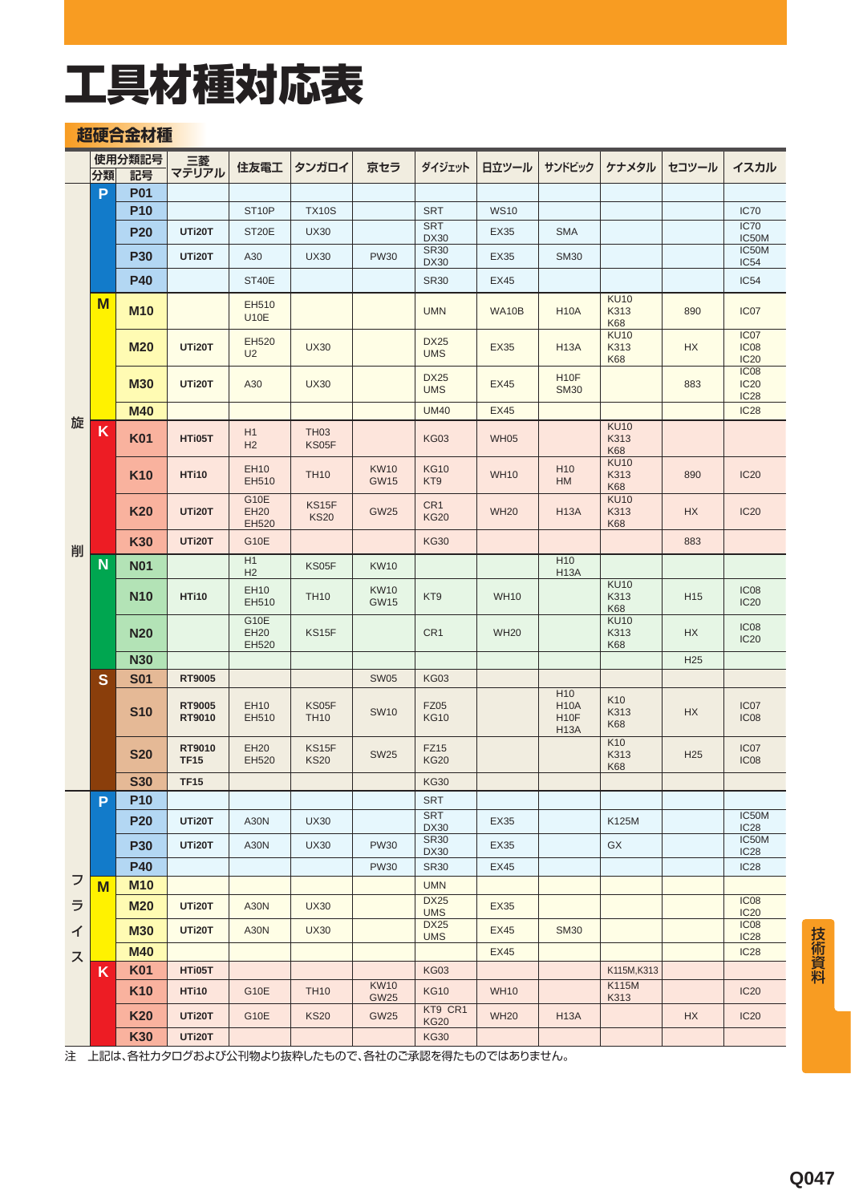# 工具材種対応表

## 超硬合金材種

| 使用分類記号 | | | 三菱マテリアル | 住友電工 | タンガロイ | 京セラ | ダイジェット | 日立ツール | サンドビック | ケナメタル | セコツール | イスカル |
|---|---|---|---|---|---|---|---|---|---|---|---|---|
| | 分類 | 記号 | | | | | | | | | | |
| 旋削 | P | P01 | | | | | | | | | | |
| | | P10 | | ST10P | TX10S | | SRT | WS10 | | | | IC70 |
| | | P20 | UTi20T | ST20E | UX30 | | SRT DX30 | EX35 | SMA | | | IC70 IC50M |
| | | P30 | UTi20T | A30 | UX30 | PW30 | SR30 DX30 | EX35 | SM30 | | | IC50M IC54 |
| | | P40 | | ST40E | | | SR30 | EX45 | | | | IC54 |
| | M | M10 | | EH510 U10E | | | UMN | WA10B | H10A | KU10 K313 K68 | 890 | IC07 |
| | | M20 | UTi20T | EH520 U2 | UX30 | | DX25 UMS | EX35 | H13A | KU10 K313 K68 | HX | IC07 IC08 IC20 |
| | | M30 | UTi20T | A30 | UX30 | | DX25 UMS | EX45 | H10F SM30 | | 883 | IC08 IC20 IC28 |
| | | M40 | | | | | UM40 | EX45 | | | | IC28 |
| | K | K01 | HTi05T | H1 H2 | TH03 KS05F | | KG03 | WH05 | | KU10 K313 K68 | | |
| | | K10 | HTi10 | EH10 EH510 | TH10 | KW10 GW15 | KG10 KT9 | WH10 | H10 HM | KU10 K313 K68 | 890 | IC20 |
| | | K20 | UTi20T | G10E EH20 EH520 | KS15F KS20 | GW25 | CR1 KG20 | WH20 | H13A | KU10 K313 K68 | HX | IC20 |
| | | K30 | UTi20T | G10E | | | KG30 | | | | 883 | |
| | N | N01 | | H1 H2 | KS05F | KW10 | | | H10 H13A | | | |
| | | N10 | HTi10 | EH10 EH510 | TH10 | KW10 GW15 | KT9 | WH10 | | KU10 K313 K68 | H15 | IC08 IC20 |
| | | N20 | | G10E EH20 EH520 | KS15F | | CR1 | WH20 | | KU10 K313 K68 | HX | IC08 IC20 |
| | | N30 | | | | | | | | | H25 | |
| | S | S01 | RT9005 | | | SW05 | KG03 | | | | | |
| | | S10 | RT9005 RT9010 | EH10 EH510 | KS05F TH10 | SW10 | FZ05 KG10 | | H10 H10A H10F H13A | K10 K313 K68 | HX | IC07 IC08 |
| | | S20 | RT9010 TF15 | EH20 EH520 | KS15F KS20 | SW25 | FZ15 KG20 | | | K10 K313 K68 | H25 | IC07 IC08 |
| | | S30 | TF15 | | | | KG30 | | | | | |
| フライス | P | P10 | | | | | SRT | | | | | |
| | | P20 | UTi20T | A30N | UX30 | | SRT DX30 | EX35 | | K125M | | IC50M IC28 |
| | | P30 | UTi20T | A30N | UX30 | PW30 | SR30 DX30 | EX35 | | GX | | IC50M IC28 |
| | | P40 | | | | PW30 | SR30 | EX45 | | | | IC28 |
| | M | M10 | | | | | UMN | | | | | |
| | | M20 | UTi20T | A30N | UX30 | | DX25 UMS | EX35 | | | | IC08 IC20 |
| | | M30 | UTi20T | A30N | UX30 | | DX25 UMS | EX45 | SM30 | | | IC08 IC28 |
| | | M40 | | | | | | EX45 | | | | IC28 |
| | K | K01 | HTi05T | | | | KG03 | | | K115M,K313 | | |
| | | K10 | HTi10 | G10E | TH10 | KW10 GW25 | KG10 | WH10 | | K115M K313 | | IC20 |
| | | K20 | UTi20T | G10E | KS20 | GW25 | KT9 CR1 KG20 | WH20 | H13A | | HX | IC20 |
| | | K30 | UTi20T | | | | KG30 | | | | | |

注　上記は､各社カタログおよび公刊物より抜粋したもので､各社のご承認を得たものではありません｡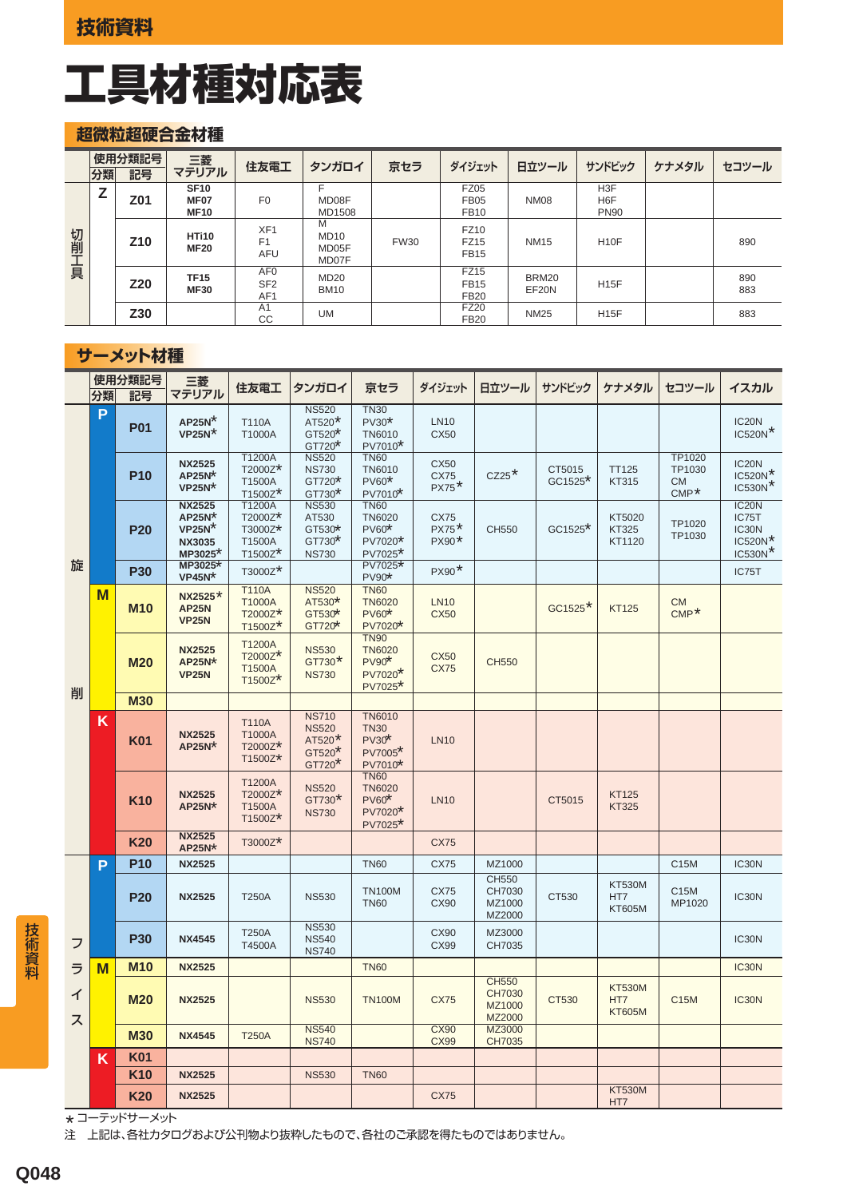# 工具材種対応表

## 超微粒超硬合金材種

| 使用分類記号 | | | 三菱マテリアル | 住友電工 | タンガロイ | 京セラ | ダイジェット | 日立ツール | サンドビック | ケナメタル | セコツール |
|---|---|---|---|---|---|---|---|---|---|---|---|
| | 分類 | 記号 | | | | | | | | | |
| 切削工具 | Z | Z01 | SF10 MF07 MF10 | F0 | F MD08F MD1508 | | FZ05 FB05 FB10 | NM08 | H3F H6F PN90 | | |
| | | Z10 | HTi10 MF20 | XF1 F1 AFU | M MD10 MD05F MD07F | FW30 | FZ10 FZ15 FB15 | NM15 | H10F | | 890 |
| | | Z20 | TF15 MF30 | AF0 SF2 AF1 | MD20 BM10 | | FZ15 FB15 FB20 | BRM20 EF20N | H15F | | 890 883 |
| | | Z30 | | A1 CC | UM | | FZ20 FB20 | NM25 | H15F | | 883 |

## サーメット材種

| 使用分類記号 | | | 三菱マテリアル | 住友電工 | タンガロイ | 京セラ | ダイジェット | 日立ツール | サンドビック | ケナメタル | セコツール | イスカル |
|---|---|---|---|---|---|---|---|---|---|---|---|---|
| | 分類 | 記号 | | | | | | | | | | |
| 旋削 | P | P01 | AP25N* VP25N* | T110A T1000A | NS520 AT520* GT520* GT720* | TN30 PV30* TN6010 PV7010* | LN10 CX50 | | | | | IC20N IC520N* |
| | | P10 | NX2525 AP25N* VP25N* | T1200A T2000Z* T1500A T1500Z* | NS520 NS730 GT720* GT730* | TN60 TN6010 PV60* PV7010* | CX50 CX75 PX75* | CZ25* | CT5015 GC1525* | TT125 KT315 | TP1020 TP1030 CM CMP* | IC20N IC520N* IC530N* |
| | | P20 | NX2525 AP25N* VP25N* NX3035 MP3025* | T1200A T2000Z* T3000Z* T1500A T1500Z* | NS530 AT530 GT530* GT730* NS730 | TN60 TN6020 PV60* PV7020* PV7025* | CX75 PX75* PX90* | CH550 | GC1525* | KT5020 KT325 KT1120 | TP1020 TP1030 | IC20N IC75T IC30N IC520N* IC530N* |
| | | P30 | MP3025* VP45N* | T3000Z* | | PV7025* PV90* | PX90* | | | | | IC75T |
| | M | M10 | NX2525* AP25N VP25N | T110A T1000A T2000Z* T1500Z* | NS520 AT530* GT530* GT720* | TN60 TN6020 PV60* PV7020* | LN10 CX50 | | GC1525* | KT125 | CM CMP* | |
| | | M20 | NX2525 AP25N* VP25N | T1200A T2000Z* T1500A T1500Z* | NS530 GT730* NS730 | TN90 TN6020 PV90* PV7020* PV7025* | CX50 CX75 | CH550 | | | | |
| | | M30 | | | | | | | | | | |
| | K | K01 | NX2525 AP25N* | T110A T1000A T2000Z* T1500Z* | NS710 NS520 AT520* GT520* GT720* | TN6010 TN30 PV30* PV7005* PV7010* | LN10 | | | | | |
| | | K10 | NX2525 AP25N* | T1200A T2000Z* T1500A T1500Z* | NS520 GT730* NS730 | TN60 TN6020 PV60* PV7020* PV7025* | LN10 | | CT5015 | KT125 KT325 | | |
| | | K20 | NX2525 AP25N* | T3000Z* | | | CX75 | | | | | |
| フライス | P | P10 | NX2525 | | | TN60 | CX75 | MZ1000 | | | C15M | IC30N |
| | | P20 | NX2525 | T250A | NS530 | TN100M TN60 | CX75 CX90 | CH550 CH7030 MZ1000 MZ2000 | CT530 | KT530M HT7 KT605M | C15M MP1020 | IC30N |
| | | P30 | NX4545 | T250A T4500A | NS530 NS540 NS740 | | CX90 CX99 | MZ3000 CH7035 | | | | IC30N |
| | M | M10 | NX2525 | | | TN60 | | | | | | IC30N |
| | | M20 | NX2525 | | NS530 | TN100M | CX75 | CH550 CH7030 MZ1000 MZ2000 | CT530 | KT530M HT7 KT605M | C15M | IC30N |
| | | M30 | NX4545 | T250A | NS540 NS740 | | CX90 CX99 | MZ3000 CH7035 | | | | |
| | K | K01 | | | | | | | | | | |
| | | K10 | NX2525 | | NS530 | TN60 | | | | | | |
| | | K20 | NX2525 | | | | CX75 | | | KT530M HT7 | | |

* コーテッドサーメット

注　上記は、各社カタログおよび公刊物より抜粋したもので、各社のご承認を得たものではありません。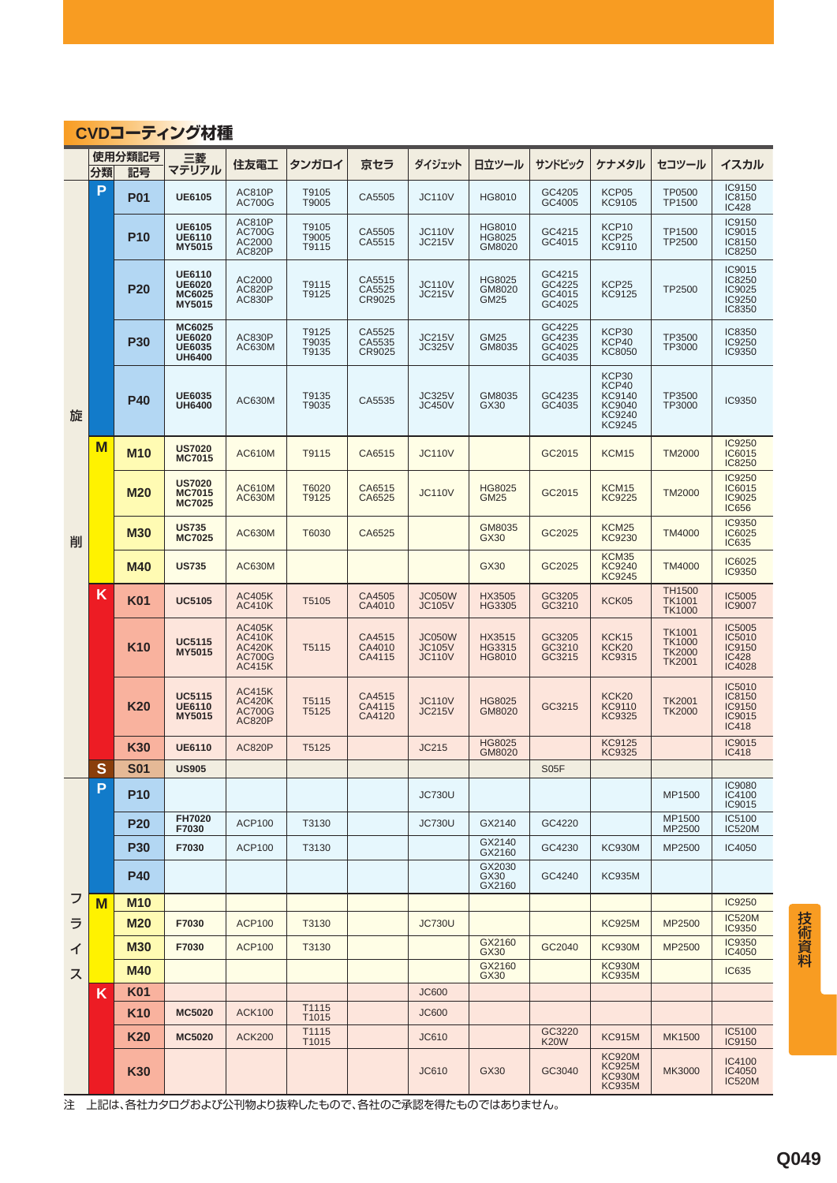## CVDコーティング材種

| 使用分類記号 | | | 三菱マテリアル | 住友電工 | タンガロイ | 京セラ | ダイジェット | 日立ツール | サンドビック | ケナメタル | セコツール | イスカル |
|---|---|---|---|---|---|---|---|---|---|---|---|---|
| | 分類 | 記号 | | | | | | | | | | |
| 旋削 | P | P01 | UE6105 | AC810P AC700G | T9105 T9005 | CA5505 | JC110V | HG8010 | GC4205 GC4005 | KCP05 KC9105 | TP0500 TP1500 | IC9150 IC8150 IC428 |
| 旋削 | P | P10 | UE6105 UE6110 MY5015 | AC810P AC700G AC2000 AC820P | T9105 T9005 T9115 | CA5505 CA5515 | JC110V JC215V | HG8010 HG8025 GM8020 | GC4215 GC4015 | KCP10 KCP25 KC9110 | TP1500 TP2500 | IC9150 IC9015 IC8150 IC8250 |
| 旋削 | P | P20 | UE6110 UE6020 MC6025 MY5015 | AC2000 AC820P AC830P | T9115 T9125 | CA5515 CA5525 CR9025 | JC110V JC215V | HG8025 GM8020 GM25 | GC4215 GC4225 GC4015 GC4025 | KCP25 KC9125 | TP2500 | IC9015 IC8250 IC9025 IC9250 IC8350 |
| 旋削 | P | P30 | MC6025 UE6020 UE6035 UH6400 | AC830P AC630M | T9125 T9035 T9135 | CA5525 CA5535 CR9025 | JC215V JC325V | GM25 GM8035 | GC4225 GC4235 GC4025 GC4035 | KCP30 KCP40 KC8050 | TP3500 TP3000 | IC8350 IC9250 IC9350 |
| 旋削 | P | P40 | UE6035 UH6400 | AC630M | T9135 T9035 | CA5535 | JC325V JC450V | GM8035 GX30 | GC4235 GC4035 | KCP30 KCP40 KC9140 KC9040 KC9240 KC9245 | TP3500 TP3000 | IC9350 |
| 旋削 | M | M10 | US7020 MC7015 | AC610M | T9115 | CA6515 | JC110V | | GC2015 | KCM15 | TM2000 | IC9250 IC6015 IC8250 |
| 旋削 | M | M20 | US7020 MC7015 MC7025 | AC610M AC630M | T6020 T9125 | CA6515 CA6525 | JC110V | HG8025 GM25 | GC2015 | KCM15 KC9225 | TM2000 | IC9250 IC6015 IC9025 IC656 |
| 旋削 | M | M30 | US735 MC7025 | AC630M | T6030 | CA6525 | | GM8035 GX30 | GC2025 | KCM25 KC9230 | TM4000 | IC9350 IC6025 IC635 |
| 旋削 | M | M40 | US735 | AC630M | | | | GX30 | GC2025 | KCM35 KC9240 KC9245 | TM4000 | IC6025 IC9350 |
| 旋削 | K | K01 | UC5105 | AC405K AC410K | T5105 | CA4505 CA4010 | JC050W JC105V | HX3505 HG3305 | GC3205 GC3210 | KCK05 | TH1500 TK1001 TK1000 | IC5005 IC9007 |
| 旋削 | K | K10 | UC5115 MY5015 | AC405K AC410K AC420K AC700G AC415K | T5115 | CA4515 CA4010 CA4115 | JC050W JC105V JC110V | HX3515 HG3315 HG8010 | GC3205 GC3210 GC3215 | KCK15 KCK20 KC9315 | TK1001 TK1000 TK2000 TK2001 | IC5005 IC5010 IC9150 IC428 IC4028 |
| 旋削 | K | K20 | UC5115 UE6110 MY5015 | AC415K AC420K AC700G AC820P | T5115 T5125 | CA4515 CA4115 CA4120 | JC110V JC215V | HG8025 GM8020 | GC3215 | KCK20 KC9110 KC9325 | TK2001 TK2000 | IC5010 IC8150 IC9150 IC9015 IC418 |
| 旋削 | K | K30 | UE6110 | AC820P | T5125 | | JC215 | HG8025 GM8020 | | KC9125 KC9325 | | IC9015 IC418 |
| 旋削 | S | S01 | US905 | | | | | | S05F | | | |
| フライス | P | P10 | | | | | JC730U | | | | MP1500 | IC9080 IC4100 IC9015 |
| フライス | P | P20 | FH7020 F7030 | ACP100 | T3130 | | JC730U | GX2140 | GC4220 | | MP1500 MP2500 | IC5100 IC520M |
| フライス | P | P30 | F7030 | ACP100 | T3130 | | | GX2140 GX2160 | GC4230 | KC930M | MP2500 | IC4050 |
| フライス | P | P40 | | | | | | GX2030 GX30 GX2160 | GC4240 | KC935M | | |
| フライス | M | M10 | | | | | | | | | | IC9250 |
| フライス | M | M20 | F7030 | ACP100 | T3130 | | JC730U | | | KC925M | MP2500 | IC520M IC9350 |
| フライス | M | M30 | F7030 | ACP100 | T3130 | | | GX2160 GX30 | GC2040 | KC930M | MP2500 | IC9350 IC4050 |
| フライス | M | M40 | | | | | | GX2160 GX30 | | KC930M KC935M | | IC635 |
| フライス | K | K01 | | | | | JC600 | | | | | |
| フライス | K | K10 | MC5020 | ACK100 | T1115 T1015 | | JC600 | | | | | |
| フライス | K | K20 | MC5020 | ACK200 | T1115 T1015 | | JC610 | | GC3220 K20W | KC915M | MK1500 | IC5100 IC9150 |
| フライス | K | K30 | | | | | JC610 | GX30 | GC3040 | KC920M KC925M KC930M KC935M | MK3000 | IC4100 IC4050 IC520M |

注　上記は、各社カタログおよび公刊物より抜粋したもので、各社のご承認を得たものではありません。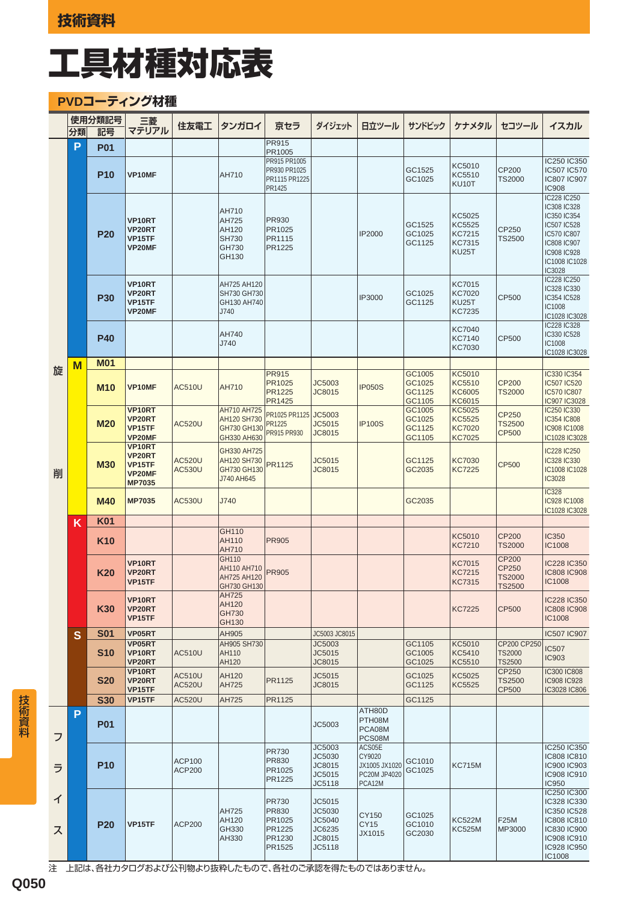技術資料

# 工具材種対応表

## PVDコーティング材種

| 使用分類記号 分類 | 記号 | 三菱マテリアル | 住友電工 | タンガロイ | 京セラ | ダイジェット | 日立ツール | サンドビック | ケナメタル | セコツール | イスカル |
|---|---|---|---|---|---|---|---|---|---|---|---|
| 旋削 P | P01 | | | | PR915 PR1005 | | | | | | |
| | P10 | VP10MF | | AH710 | PR915 PR1005 PR930 PR1025 PR1115 PR1225 PR1425 | | | GC1525 GC1025 | KC5010 KC5510 KU10T | CP200 TS2000 | IC250 IC350 IC507 IC570 IC807 IC907 IC908 |
| | P20 | VP10RT VP20RT VP15TF VP20MF | | AH710 AH725 AH120 SH730 GH730 GH130 | PR930 PR1025 PR1115 PR1225 | | IP2000 | GC1525 GC1025 GC1125 | KC5025 KC5525 KC7215 KC7315 KU25T | CP250 TS2500 | IC228 IC250 IC308 IC328 IC350 IC354 IC507 IC528 IC570 IC807 IC808 IC907 IC908 IC928 IC1008 IC1028 IC3028 |
| | P30 | VP10RT VP20RT VP15TF VP20MF | | AH725 AH120 SH730 GH730 GH130 AH740 J740 | | | IP3000 | GC1025 GC1125 | KC7015 KC7020 KU25T KC7235 | CP500 | IC228 IC250 IC328 IC330 IC354 IC528 IC1008 IC1028 IC3028 |
| | P40 | | | AH740 J740 | | | | | KC7040 KC7140 KC7030 | CP500 | IC228 IC328 IC330 IC528 IC1008 IC1028 IC3028 |
| M | M01 | | | | | | | | | | |
| | M10 | VP10MF | AC510U | AH710 | PR915 PR1025 PR1225 PR1425 | JC5003 JC8015 | IP050S | GC1005 GC1025 GC1125 GC1105 | KC5010 KC5510 KC6005 KC6015 | CP200 TS2000 | IC330 IC354 IC507 IC520 IC570 IC807 IC907 IC3028 |
| | M20 | VP10RT VP20RT VP15TF VP20MF | AC520U | AH710 AH725 AH120 SH730 GH730 GH130 GH330 AH630 | PR1025 PR1115 PR1225 PR915 PR930 | JC5003 JC5015 JC8015 | IP100S | GC1005 GC1025 GC1125 GC1105 | KC5025 KC5525 KC7020 KC7025 | CP250 TS2500 CP500 | IC250 IC330 IC354 IC808 IC908 IC1008 IC1028 IC3028 |
| | M30 | VP10RT VP20RT VP15TF VP20MF MP7035 | AC520U AC530U | GH330 AH725 AH120 SH730 GH730 GH130 J740 AH645 | PR1125 | JC5015 JC8015 | | GC1125 GC2035 | KC7030 KC7225 | CP500 | IC228 IC250 IC328 IC330 IC1008 IC1028 IC3028 |
| | M40 | MP7035 | AC530U | J740 | | | | GC2035 | | | IC328 IC928 IC1008 IC1028 IC3028 |
| K | K01 | | | | | | | | | | |
| | K10 | | | GH110 AH110 AH710 | PR905 | | | | KC5010 KC7210 | CP200 TS2000 | IC350 IC1008 |
| | K20 | VP10RT VP20RT VP15TF | | GH110 AH110 AH710 AH725 AH120 GH730 GH130 | PR905 | | | | KC7015 KC7215 KC7315 | CP200 CP250 TS2000 TS2500 | IC228 IC350 IC808 IC908 IC1008 |
| | K30 | VP10RT VP20RT VP15TF | | AH725 AH120 GH730 GH130 | | | | | KC7225 | CP500 | IC228 IC350 IC808 IC908 IC1008 |
| S | S01 | VP05RT | | AH905 | | JC5003 JC8015 | | | | | IC507 IC907 |
| | S10 | VP05RT VP10RT VP20RT | AC510U | AH905 SH730 AH110 AH120 | | JC5003 JC5015 JC8015 | | GC1105 GC1005 GC1025 | KC5010 KC5410 KC5510 | CP200 CP250 TS2000 TS2500 | IC507 IC903 |
| | S20 | VP10RT VP20RT VP15TF | AC510U AC520U | AH120 AH725 | PR1125 | JC5015 JC8015 | | GC1025 GC1125 | KC5025 KC5525 | CP250 TS2500 CP500 | IC300 IC808 IC908 IC928 IC3028 IC806 |
| | S30 | VP15TF | AC520U | AH725 | PR1125 | | | GC1125 | | | |
| フライス P | P01 | | | | | JC5003 | ATH80D PTH08M PCA08M PCS08M | | | | |
| | P10 | | ACP100 ACP200 | | PR730 PR830 PR1025 PR1225 | JC5003 JC5030 JC8015 JC5015 JC5118 | ACS05E CY9020 JX1005 JX1020 PC20M JP4020 PCA12M | GC1010 GC1025 | KC715M | | IC250 IC350 IC808 IC810 IC900 IC903 IC908 IC910 IC950 |
| | P20 | VP15TF | ACP200 | AH725 AH120 GH330 AH330 | PR730 PR830 PR1025 PR1225 PR1230 PR1525 | JC5015 JC5030 JC5040 JC6235 JC8015 JC5118 | CY150 CY15 JX1015 | GC1025 GC1010 GC2030 | KC522M KC525M | F25M MP3000 | IC250 IC300 IC328 IC330 IC350 IC528 IC808 IC810 IC830 IC900 IC908 IC910 IC928 IC950 IC1008 |

注　上記は、各社カタログおよび公刊物より抜粋したもので、各社のご承認を得たものではありません。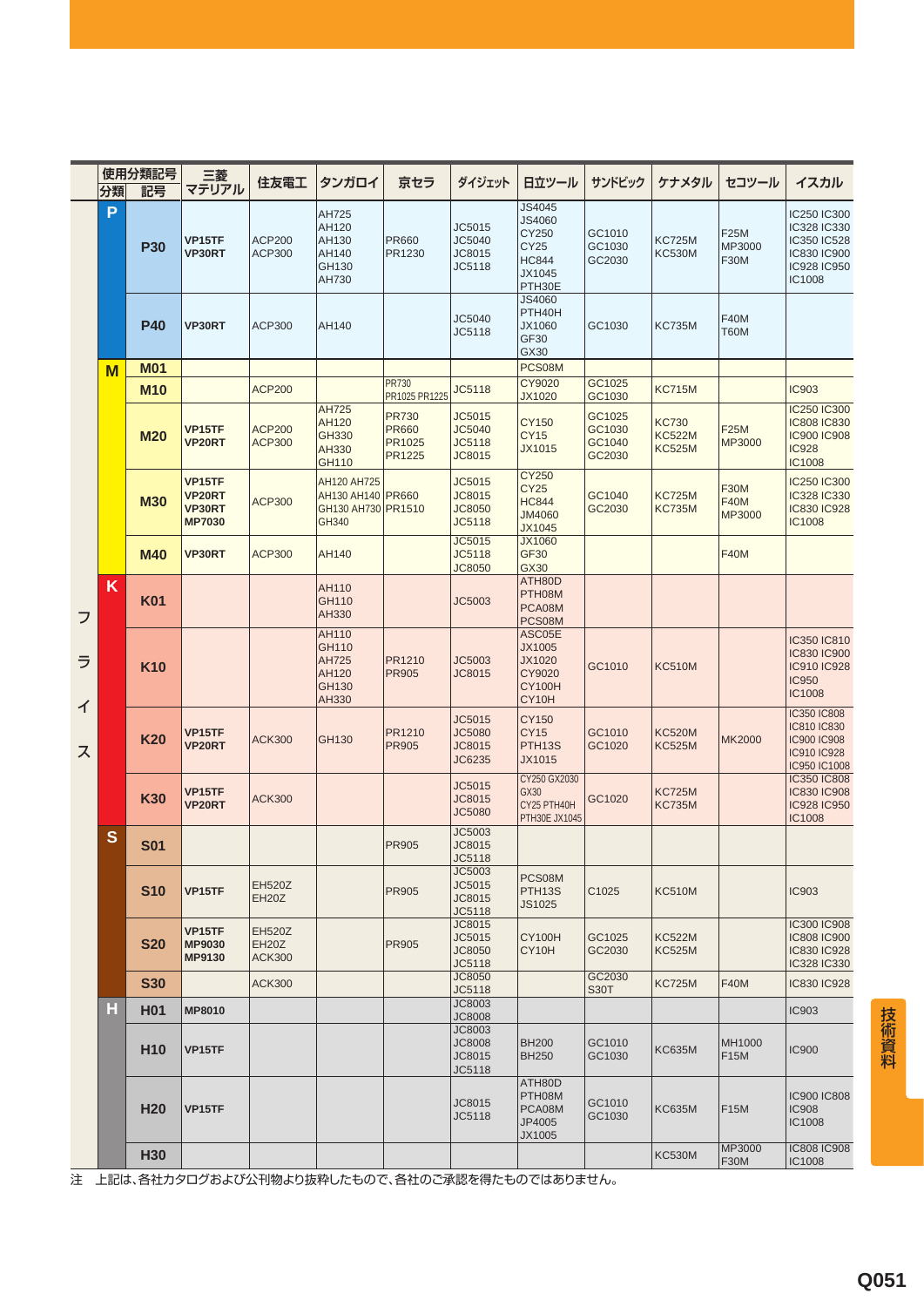| 分類 | 記号 | 三菱マテリアル | 住友電工 | タンガロイ | 京セラ | ダイジェット | 日立ツール | サンドビック | ケナメタル | セコツール | イスカル |
|---|---|---|---|---|---|---|---|---|---|---|---|
| P | P30 | VP15TF VP30RT | ACP200 ACP300 | AH725 AH120 AH130 AH140 GH130 AH730 | PR660 PR1230 | JC5015 JC5040 JC8015 JC5118 | JS4045 JS4060 CY250 CY25 HC844 JX1045 PTH30E | GC1010 GC1030 GC2030 | KC725M KC530M | F25M MP3000 F30M | IC250 IC300 IC328 IC330 IC350 IC528 IC830 IC900 IC928 IC950 IC1008 |
| P | P40 | VP30RT | ACP300 | AH140 | | JC5040 JC5118 | JS4060 PTH40H JX1060 GF30 GX30 | GC1030 | KC735M | F40M T60M | |
| M | M01 | | | | | | PCS08M | | | | |
| M | M10 | | ACP200 | | PR730 PR1025 PR1225 | JC5118 | CY9020 JX1020 | GC1025 GC1030 | KC715M | | IC903 |
| M | M20 | VP15TF VP20RT | ACP200 ACP300 | AH725 AH120 GH330 AH330 GH110 | PR730 PR660 PR1025 PR1225 | JC5015 JC5040 JC5118 JC8015 | CY150 CY15 JX1015 | GC1025 GC1030 GC1040 GC2030 | KC730 KC522M KC525M | F25M MP3000 | IC250 IC300 IC808 IC830 IC900 IC908 IC928 IC1008 |
| M | M30 | VP15TF VP20RT VP30RT MP7030 | ACP300 | AH120 AH725 AH130 AH140 GH130 AH730 GH340 | PR660 PR1510 | JC5015 JC8015 JC8050 JC5118 | CY250 CY25 HC844 JM4060 JX1045 | GC1040 GC2030 | KC725M KC735M | F30M F40M MP3000 | IC250 IC300 IC328 IC330 IC830 IC928 IC1008 |
| M | M40 | VP30RT | ACP300 | AH140 | | JC5015 JC5118 JC8050 | JX1060 GF30 GX30 | | | F40M | |
| K | K01 | | | AH110 GH110 AH330 | | JC5003 | ATH80D PTH08M PCA08M PCS08M | | | | |
| K | K10 | | | AH110 GH110 AH725 AH120 GH130 AH330 | PR1210 PR905 | JC5003 JC8015 | ASC05E JX1005 JX1020 CY9020 CY100H CY10H | GC1010 | KC510M | | IC350 IC810 IC830 IC900 IC910 IC928 IC950 IC1008 |
| K | K20 | VP15TF VP20RT | ACK300 | GH130 | PR1210 PR905 | JC5015 JC5080 JC8015 JC6235 | CY150 CY15 PTH13S JX1015 | GC1010 GC1020 | KC520M KC525M | MK2000 | IC350 IC808 IC810 IC830 IC900 IC908 IC910 IC928 IC950 IC1008 |
| K | K30 | VP15TF VP20RT | ACK300 | | | JC5015 JC8015 JC5080 | CY250 GX2030 GX30 CY25 PTH40H PTH30E JX1045 | GC1020 | KC725M KC735M | | IC350 IC808 IC830 IC908 IC928 IC950 IC1008 |
| S | S01 | | | | PR905 | JC5003 JC8015 JC5118 | | | | | |
| S | S10 | VP15TF | EH520Z EH20Z | | PR905 | JC5003 JC5015 JC8015 JC5118 | PCS08M PTH13S JS1025 | C1025 | KC510M | | IC903 |
| S | S20 | VP15TF MP9030 MP9130 | EH520Z EH20Z ACK300 | | PR905 | JC8015 JC5015 JC8050 JC5118 | CY100H CY10H | GC1025 GC2030 | KC522M KC525M | | IC300 IC908 IC808 IC900 IC830 IC928 IC328 IC330 |
| S | S30 | | ACK300 | | | JC8050 JC5118 | | GC2030 S30T | KC725M | F40M | IC830 IC928 |
| H | H01 | MP8010 | | | | JC8003 JC8008 | | | | | IC903 |
| H | H10 | VP15TF | | | | JC8003 JC8008 JC8015 JC5118 | BH200 BH250 | GC1010 GC1030 | KC635M | MH1000 F15M | IC900 |
| H | H20 | VP15TF | | | | JC8015 JC5118 | ATH80D PTH08M PCA08M JP4005 JX1005 | GC1010 GC1030 | KC635M | F15M | IC900 IC808 IC908 IC1008 |
| H | H30 | | | | | | | | KC530M | MP3000 F30M | IC808 IC908 IC1008 |

注　上記は、各社カタログおよび公刊物より抜粋したもので、各社のご承認を得たものではありません。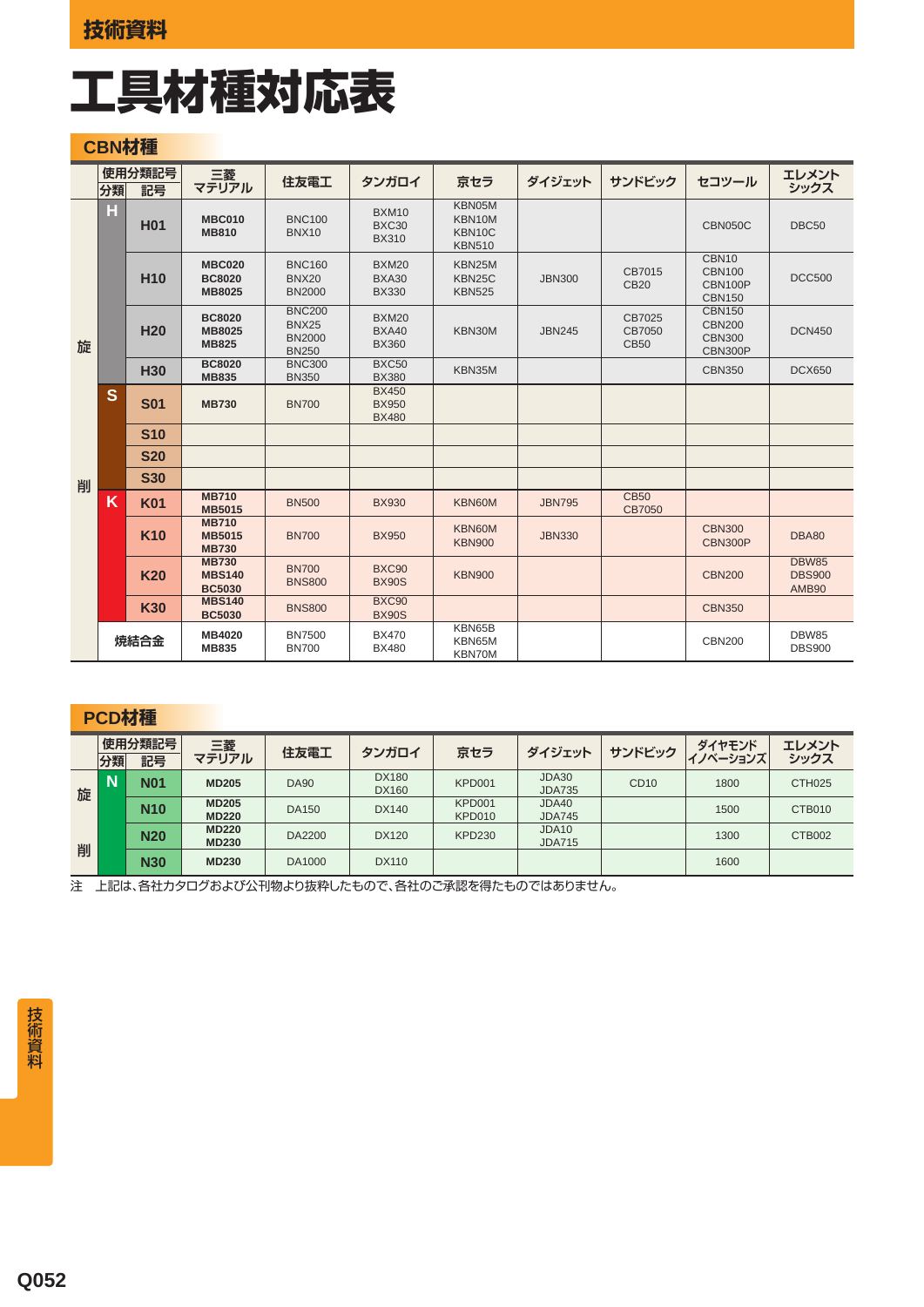## 技術資料

# 工具材種対応表

## CBN材種

| | 使用分類記号 分類 | 記号 | 三菱マテリアル | 住友電工 | タンガロイ | 京セラ | ダイジェット | サンドビック | セコツール | エレメントシックス |
|---|---|---|---|---|---|---|---|---|---|---|
| 旋削 | H | H01 | MBC010 MB810 | BNC100 BNX10 | BXM10 BXC30 BX310 | KBN05M KBN10M KBN10C KBN510 | | | CBN050C | DBC50 |
| | | H10 | MBC020 BC8020 MB8025 | BNC160 BNX20 BN2000 | BXM20 BXA30 BX330 | KBN25M KBN25C KBN525 | JBN300 | CB7015 CB20 | CBN10 CBN100 CBN100P CBN150 | DCC500 |
| | | H20 | BC8020 MB8025 MB825 | BNC200 BNX25 BN2000 BN250 | BXM20 BXA40 BX360 | KBN30M | JBN245 | CB7025 CB7050 CB50 | CBN150 CBN200 CBN300 CBN300P | DCN450 |
| | | H30 | BC8020 MB835 | BNC300 BN350 | BXC50 BX380 | KBN35M | | | CBN350 | DCX650 |
| | S | S01 | MB730 | BN700 | BX450 BX950 BX480 | | | | | |
| | | S10 | | | | | | | | |
| | | S20 | | | | | | | | |
| | | S30 | | | | | | | | |
| | K | K01 | MB710 MB5015 | BN500 | BX930 | KBN60M | JBN795 | CB50 CB7050 | | |
| | | K10 | MB710 MB5015 MB730 | BN700 | BX950 | KBN60M KBN900 | JBN330 | | CBN300 CBN300P | DBA80 |
| | | K20 | MB730 MBS140 BC5030 | BN700 BNS800 | BXC90 BX90S | KBN900 | | | CBN200 | DBW85 DBS900 AMB90 |
| | | K30 | MBS140 BC5030 | BNS800 | BXC90 BX90S | | | | CBN350 | |
| | 焼結合金 | | MB4020 MB835 | BN7500 BN700 | BX470 BX480 | KBN65B KBN65M KBN70M | | | CBN200 | DBW85 DBS900 |

## PCD材種

| | 使用分類記号 分類 | 記号 | 三菱マテリアル | 住友電工 | タンガロイ | 京セラ | ダイジェット | サンドビック | ダイヤモンドイノベーションズ | エレメントシックス |
|---|---|---|---|---|---|---|---|---|---|---|
| 旋削 | N | N01 | MD205 | DA90 | DX180 DX160 | KPD001 | JDA30 JDA735 | CD10 | 1800 | CTH025 |
| | | N10 | MD205 MD220 | DA150 | DX140 | KPD001 KPD010 | JDA40 JDA745 | | 1500 | CTB010 |
| | | N20 | MD220 MD230 | DA2200 | DX120 | KPD230 | JDA10 JDA715 | | 1300 | CTB002 |
| | | N30 | MD230 | DA1000 | DX110 | | | | 1600 | |

注　上記は、各社カタログおよび公刊物より抜粋したもので、各社のご承認を得たものではありません。